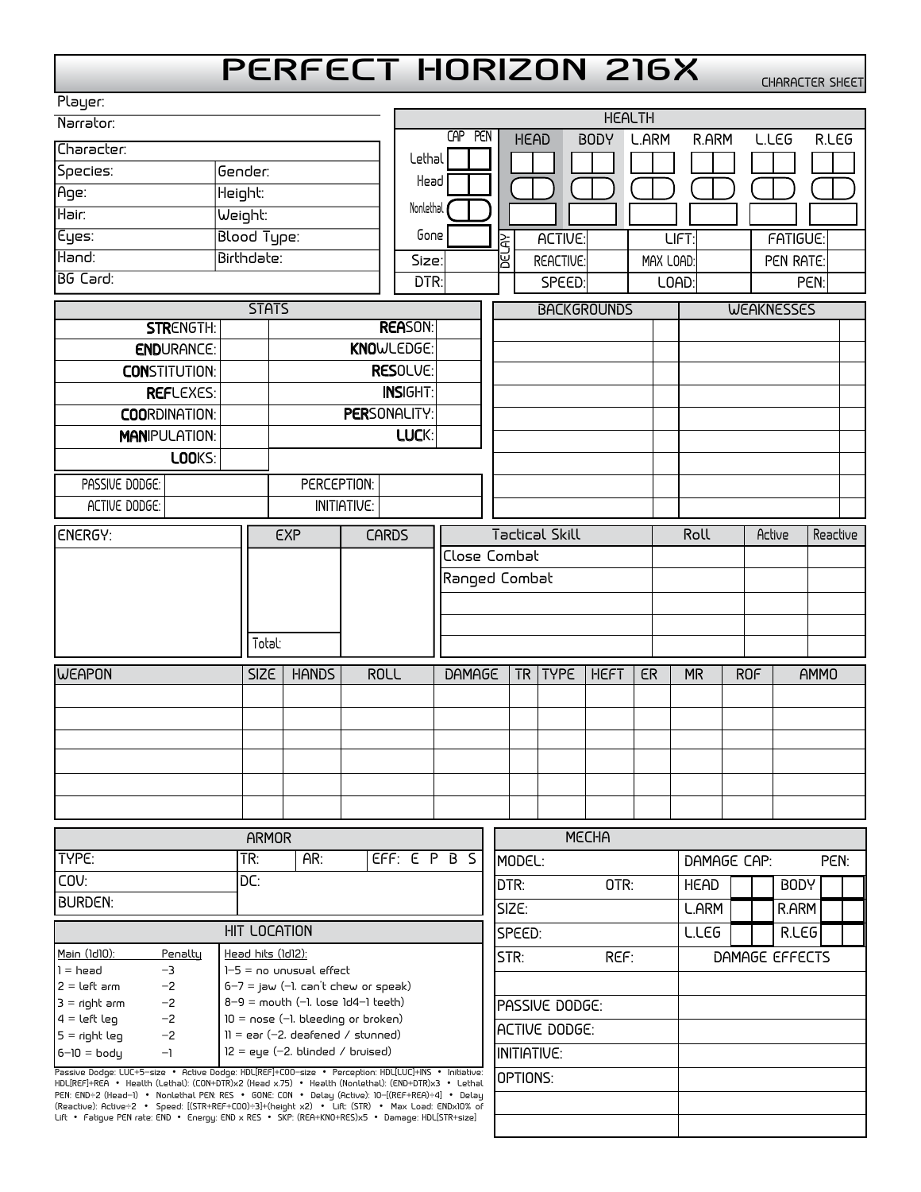# PERFECT HORIZON 216X

CHARACTER SHEET

Player:

Narrator:

| Character: | |
|---|---|
| Species: | Gender: |
| Age: | Height: |
| Hair: | Weight: |
| Eyes: | Blood Type: |
| Hand: | Birthdate: |
| BG Card: | |

## HEALTH

| | CAP | PEN | HEAD | BODY | L.ARM | R.ARM | L.LEG | R.LEG |
|---|---|---|---|---|---|---|---|---|
| Lethal | | | | | | | | |
| Head | | | | | | | | |
| Nonlethal | | | | | | | | |
| Gone | | | | | | | | |

| | | DELAY | | | | |
|---|---|---|---|---|---|---|
| Size: | | ACTIVE: | | LIFT: | | FATIGUE: |
| DTR: | | REACTIVE: | | MAX LOAD: | | PEN RATE: |
| | | SPEED: | | LOAD: | | PEN: |

## STATS

| | | | |
|---|---|---|---|
| **STR**ENGTH: | | **REA**SON: | |
| **END**URANCE: | | **KNO**WLEDGE: | |
| **CON**STITUTION: | | **RES**OLVE: | |
| **REF**LEXES: | | **INS**IGHT: | |
| **COO**RDINATION: | | **PER**SONALITY: | |
| **MAN**IPULATION: | | **LUC**K: | |
| **LOO**KS: | | | |

| | | | |
|---|---|---|---|
| PASSIVE DODGE: | | PERCEPTION: | |
| ACTIVE DODGE: | | INITIATIVE: | |

| BACKGROUNDS | | WEAKNESSES | |
|---|---|---|---|
| | | | |
| | | | |
| | | | |
| | | | |
| | | | |
| | | | |
| | | | |
| | | | |
| | | | |

| ENERGY: | EXP | CARDS |
|---|---|---|
| | | |
| | Total: | |

| Tactical Skill | Roll | Active | Reactive |
|---|---|---|---|
| Close Combat | | | |
| Ranged Combat | | | |
| | | | |
| | | | |
| | | | |

| WEAPON | SIZE | HANDS | ROLL | DAMAGE | TR | TYPE | HEFT | ER | MR | ROF | AMMO |
|---|---|---|---|---|---|---|---|---|---|---|---|
| | | | | | | | | | | | |
| | | | | | | | | | | | |
| | | | | | | | | | | | |
| | | | | | | | | | | | |
| | | | | | | | | | | | |
| | | | | | | | | | | | |

## ARMOR

| TYPE: | TR: | AR: | EFF: E P B S |
|---|---|---|---|
| COV: | DC: | | |
| BURDEN: | | | |

## HIT LOCATION

| Main (1d10): | Penalty | Head hits (1d12): |
|---|---|---|
| 1 = head | −3 | 1–5 = no unusual effect |
| 2 = left arm | −2 | 6–7 = jaw (−1. can't chew or speak) |
| 3 = right arm | −2 | 8–9 = mouth (−1. lose 1d4−1 teeth) |
| 4 = left leg | −2 | 10 = nose (−1. bleeding or broken) |
| 5 = right leg | −2 | 11 = ear (−2. deafened / stunned) |
| 6–10 = body | −1 | 12 = eye (−2. blinded / bruised) |

Passive Dodge: LUC+5−size • Active Dodge: HDL[REF]+COO−size • Perception: HDL[LUC]+INS • Initiative: HDL[REF]+REA • Health (Lethal): (CON+DTR)x2 (Head x.75) • Health (Nonlethal): (END+DTR)x3 • Lethal PEN: END÷2 (Head−1) • Nonlethal PEN: RES • GONE: CON • Delay (Active): 10−[(REF+REA)÷4] • Delay (Reactive): Active÷2 • Speed: [(STR+REF+COO)÷3]+(height x2) • Lift: (STR) • Max Load: ENDx10% of Lift • Fatigue PEN rate: END • Energy: END x RES • SKP: (REA+KNO+RES)x5 • Damage: HDL[STR+size]

## MECHA

| MODEL: | | DAMAGE CAP: | PEN: |
|---|---|---|---|
| DTR: | OTR: | HEAD | BODY |
| SIZE: | | L.ARM | R.ARM |
| SPEED: | | L.LEG | R.LEG |
| STR: | REF: | DAMAGE EFFECTS | |
| | | | |
| PASSIVE DODGE: | | | |
| ACTIVE DODGE: | | | |
| INITIATIVE: | | | |
| OPTIONS: | | | |
| | | | |
| | | | |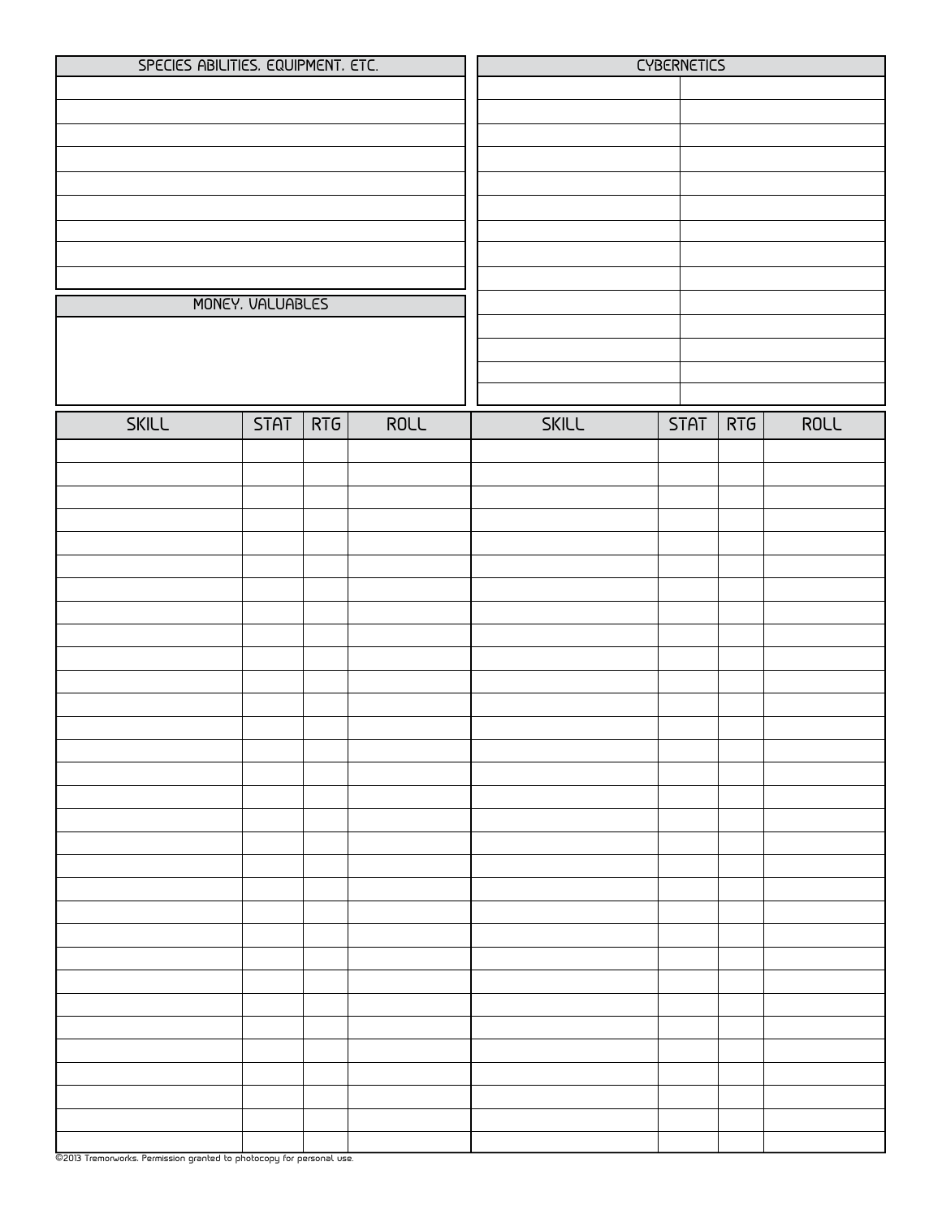| SPECIES ABILITIES, EQUIPMENT, ETC. |
| --- |
| |
| |
| |
| |
| |
| |
| |
| |
| |

| MONEY, VALUABLES |
| --- |
| |

| CYBERNETICS | |
| --- | --- |
| | |
| | |
| | |
| | |
| | |
| | |
| | |
| | |
| | |
| | |
| | |
| | |
| | |
| | |

| SKILL | STAT | RTG | ROLL | SKILL | STAT | RTG | ROLL |
| --- | --- | --- | --- | --- | --- | --- | --- |
| | | | | | | | |
| | | | | | | | |
| | | | | | | | |
| | | | | | | | |
| | | | | | | | |
| | | | | | | | |
| | | | | | | | |
| | | | | | | | |
| | | | | | | | |
| | | | | | | | |
| | | | | | | | |
| | | | | | | | |
| | | | | | | | |
| | | | | | | | |
| | | | | | | | |
| | | | | | | | |
| | | | | | | | |
| | | | | | | | |
| | | | | | | | |
| | | | | | | | |
| | | | | | | | |
| | | | | | | | |
| | | | | | | | |
| | | | | | | | |
| | | | | | | | |
| | | | | | | | |
| | | | | | | | |
| | | | | | | | |
| | | | | | | | |
| | | | | | | | |
| | | | | | | | |
| | | | | | | | |

©2013 Tremorworks. Permission granted to photocopy for personal use.